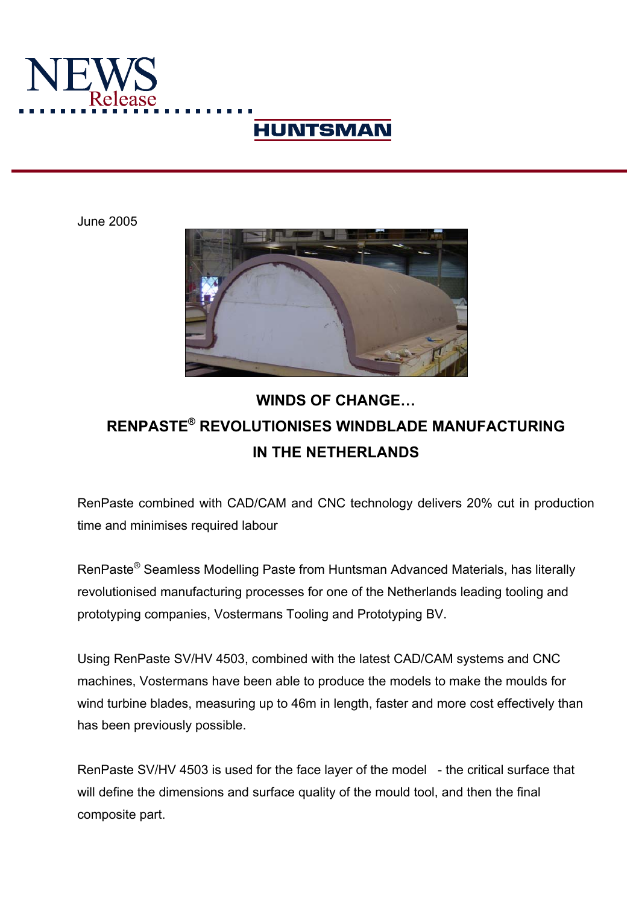NEWS Release

HUNTSMAN

June 2005

# WINDS OF CHANGE…
# RENPASTE® REVOLUTIONISES WINDBLADE MANUFACTURING IN THE NETHERLANDS

RenPaste combined with CAD/CAM and CNC technology delivers 20% cut in production time and minimises required labour

RenPaste® Seamless Modelling Paste from Huntsman Advanced Materials, has literally revolutionised manufacturing processes for one of the Netherlands leading tooling and prototyping companies, Vostermans Tooling and Prototyping BV.

Using RenPaste SV/HV 4503, combined with the latest CAD/CAM systems and CNC machines, Vostermans have been able to produce the models to make the moulds for wind turbine blades, measuring up to 46m in length, faster and more cost effectively than has been previously possible.

RenPaste SV/HV 4503 is used for the face layer of the model - the critical surface that will define the dimensions and surface quality of the mould tool, and then the final composite part.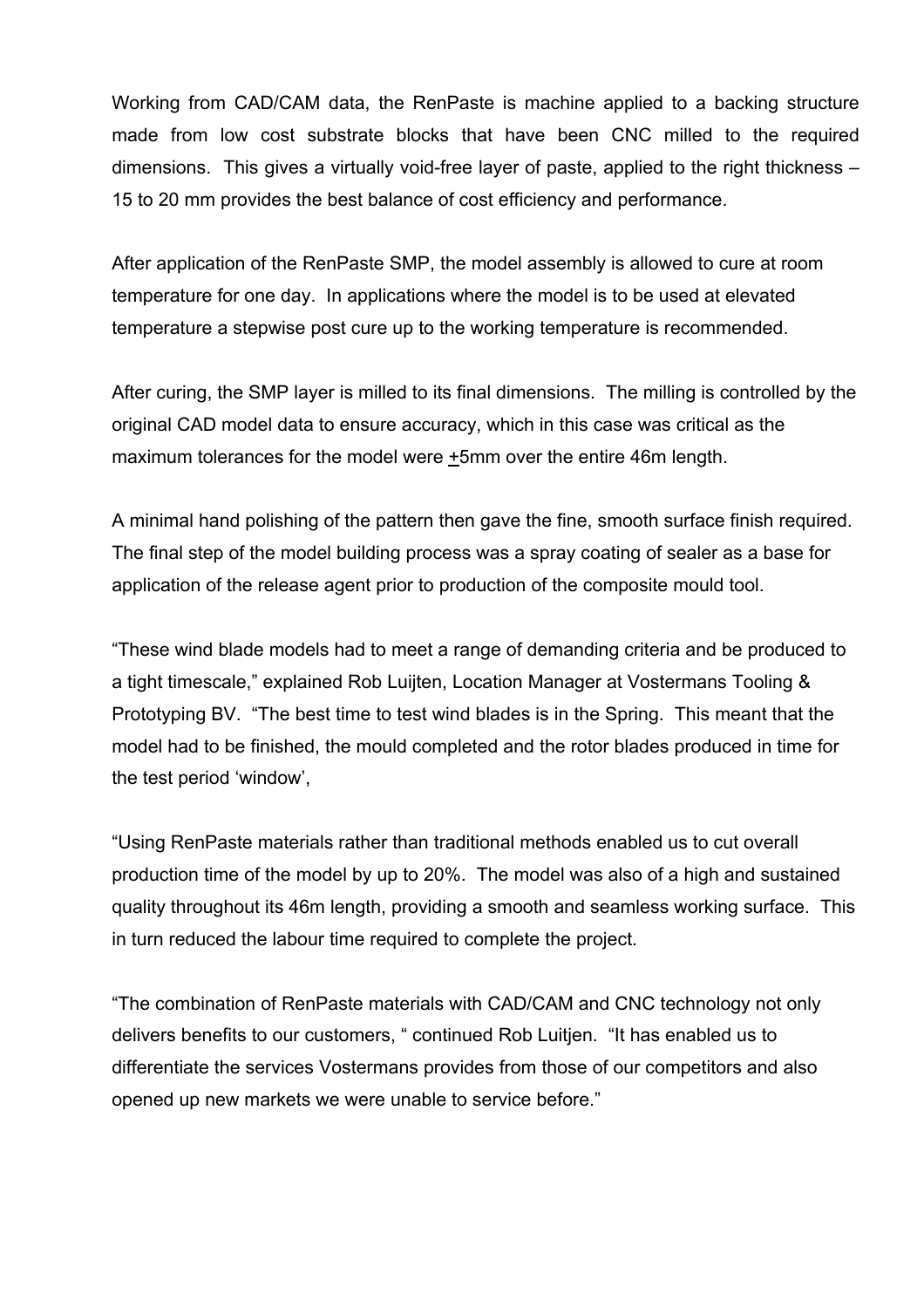Working from CAD/CAM data, the RenPaste is machine applied to a backing structure made from low cost substrate blocks that have been CNC milled to the required dimensions. This gives a virtually void-free layer of paste, applied to the right thickness – 15 to 20 mm provides the best balance of cost efficiency and performance.

After application of the RenPaste SMP, the model assembly is allowed to cure at room temperature for one day. In applications where the model is to be used at elevated temperature a stepwise post cure up to the working temperature is recommended.

After curing, the SMP layer is milled to its final dimensions. The milling is controlled by the original CAD model data to ensure accuracy, which in this case was critical as the maximum tolerances for the model were ±5mm over the entire 46m length.

A minimal hand polishing of the pattern then gave the fine, smooth surface finish required. The final step of the model building process was a spray coating of sealer as a base for application of the release agent prior to production of the composite mould tool.

“These wind blade models had to meet a range of demanding criteria and be produced to a tight timescale,” explained Rob Luijten, Location Manager at Vostermans Tooling & Prototyping BV. “The best time to test wind blades is in the Spring. This meant that the model had to be finished, the mould completed and the rotor blades produced in time for the test period ‘window’,

“Using RenPaste materials rather than traditional methods enabled us to cut overall production time of the model by up to 20%. The model was also of a high and sustained quality throughout its 46m length, providing a smooth and seamless working surface. This in turn reduced the labour time required to complete the project.

“The combination of RenPaste materials with CAD/CAM and CNC technology not only delivers benefits to our customers, “ continued Rob Luitjen. “It has enabled us to differentiate the services Vostermans provides from those of our competitors and also opened up new markets we were unable to service before.”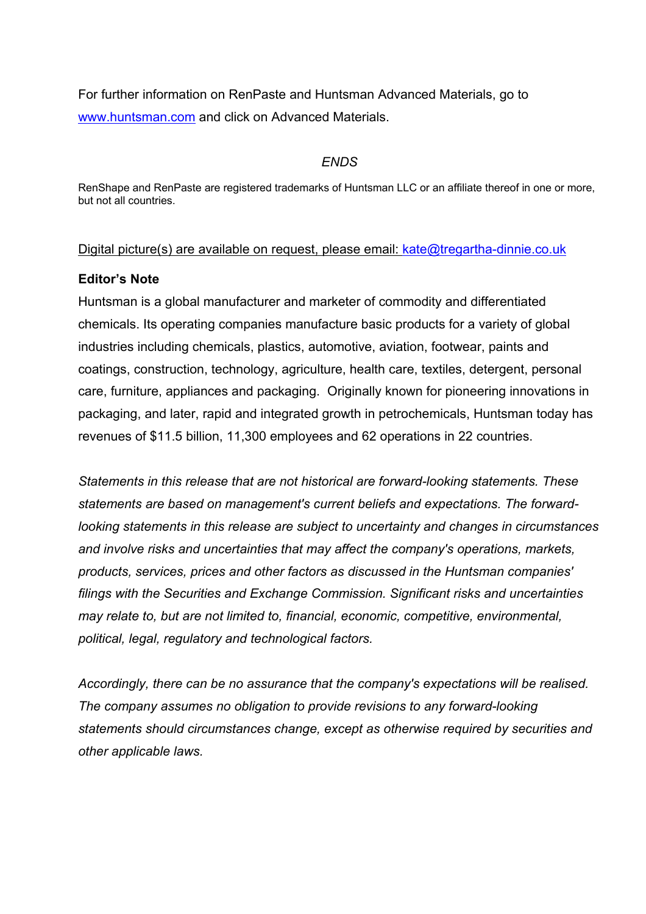For further information on RenPaste and Huntsman Advanced Materials, go to [www.huntsman.com](http://www.huntsman.com) and click on Advanced Materials.

*ENDS*

RenShape and RenPaste are registered trademarks of Huntsman LLC or an affiliate thereof in one or more, but not all countries.

Digital picture(s) are available on request, please email: [kate@tregartha-dinnie.co.uk](mailto:kate@tregartha-dinnie.co.uk)

**Editor's Note**

Huntsman is a global manufacturer and marketer of commodity and differentiated chemicals. Its operating companies manufacture basic products for a variety of global industries including chemicals, plastics, automotive, aviation, footwear, paints and coatings, construction, technology, agriculture, health care, textiles, detergent, personal care, furniture, appliances and packaging. Originally known for pioneering innovations in packaging, and later, rapid and integrated growth in petrochemicals, Huntsman today has revenues of $11.5 billion, 11,300 employees and 62 operations in 22 countries.

*Statements in this release that are not historical are forward-looking statements. These statements are based on management's current beliefs and expectations. The forward-looking statements in this release are subject to uncertainty and changes in circumstances and involve risks and uncertainties that may affect the company's operations, markets, products, services, prices and other factors as discussed in the Huntsman companies' filings with the Securities and Exchange Commission. Significant risks and uncertainties may relate to, but are not limited to, financial, economic, competitive, environmental, political, legal, regulatory and technological factors.*

*Accordingly, there can be no assurance that the company's expectations will be realised. The company assumes no obligation to provide revisions to any forward-looking statements should circumstances change, except as otherwise required by securities and other applicable laws.*